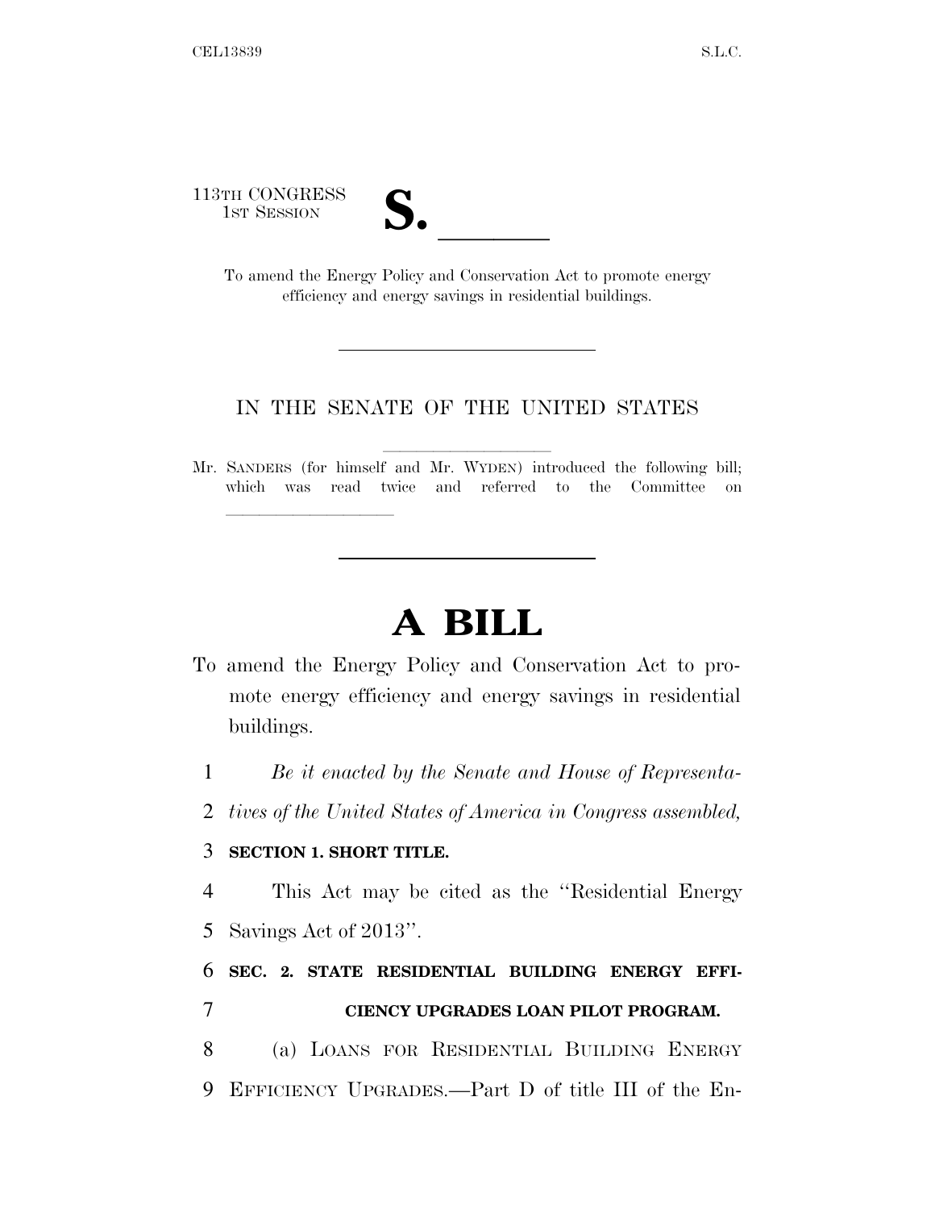113TH CONGRESS
1ST SESSION

# S. \_\_\_\_\_\_

To amend the Energy Policy and Conservation Act to promote energy efficiency and energy savings in residential buildings.

---

IN THE SENATE OF THE UNITED STATES

Mr. SANDERS (for himself and Mr. WYDEN) introduced the following bill; which was read twice and referred to the Committee on \_\_\_\_\_\_\_\_\_\_\_\_\_\_\_\_\_\_

---

# A BILL

To amend the Energy Policy and Conservation Act to promote energy efficiency and energy savings in residential buildings.

1 *Be it enacted by the Senate and House of Representa-*
2 *tives of the United States of America in Congress assembled,*

3 **SECTION 1. SHORT TITLE.**

4 This Act may be cited as the ''Residential Energy
5 Savings Act of 2013''.

6 **SEC. 2. STATE RESIDENTIAL BUILDING ENERGY EFFI-**
7 **CIENCY UPGRADES LOAN PILOT PROGRAM.**

8 (a) LOANS FOR RESIDENTIAL BUILDING ENERGY
9 EFFICIENCY UPGRADES.—Part D of title III of the En-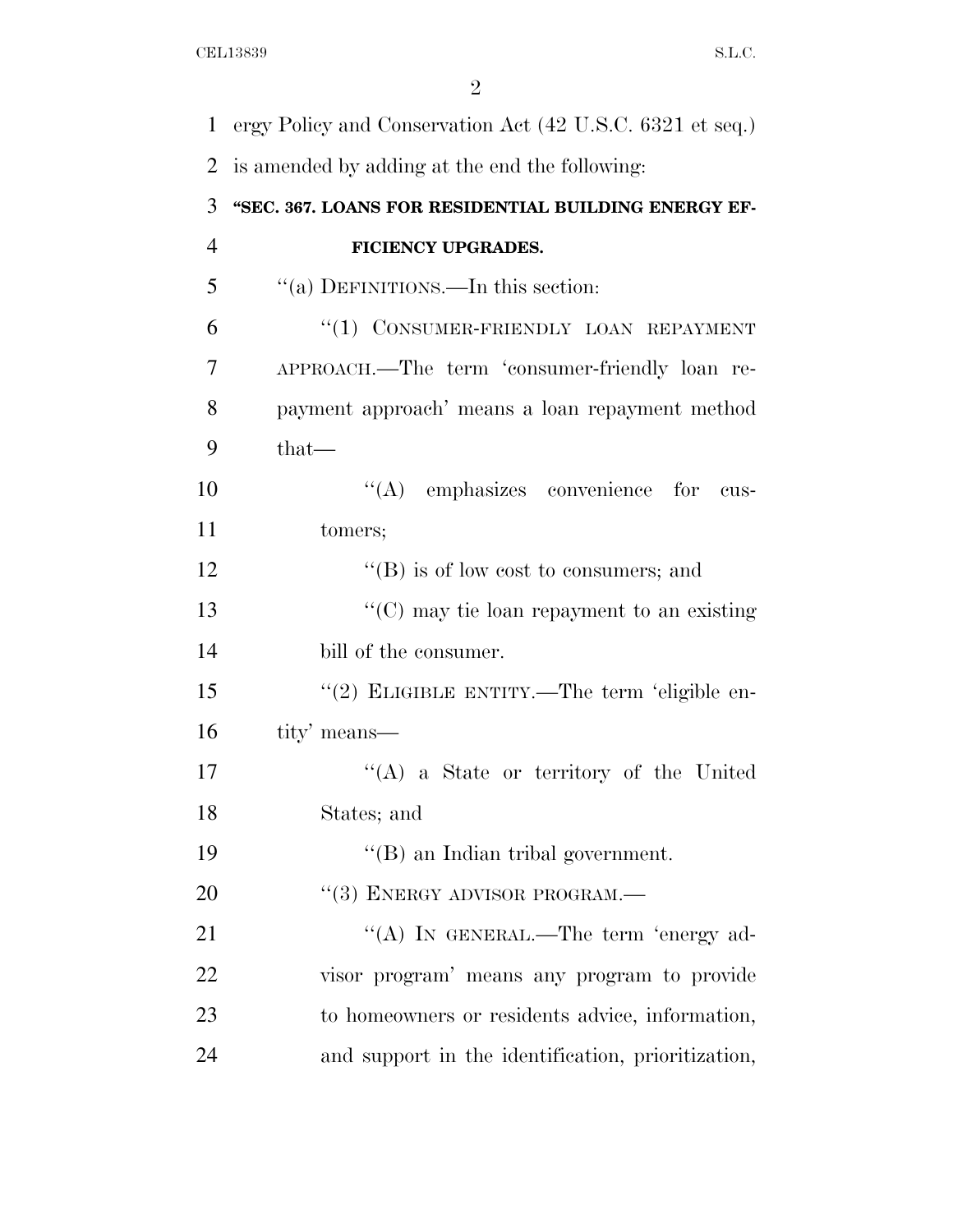ergy Policy and Conservation Act (42 U.S.C. 6321 et seq.) is amended by adding at the end the following:

**"SEC. 367. LOANS FOR RESIDENTIAL BUILDING ENERGY EFFICIENCY UPGRADES.**

"(a) DEFINITIONS.—In this section:

"(1) CONSUMER-FRIENDLY LOAN REPAYMENT APPROACH.—The term 'consumer-friendly loan repayment approach' means a loan repayment method that—

"(A) emphasizes convenience for customers;

"(B) is of low cost to consumers; and

"(C) may tie loan repayment to an existing bill of the consumer.

"(2) ELIGIBLE ENTITY.—The term 'eligible entity' means—

"(A) a State or territory of the United States; and

"(B) an Indian tribal government.

"(3) ENERGY ADVISOR PROGRAM.—

"(A) IN GENERAL.—The term 'energy advisor program' means any program to provide to homeowners or residents advice, information, and support in the identification, prioritization,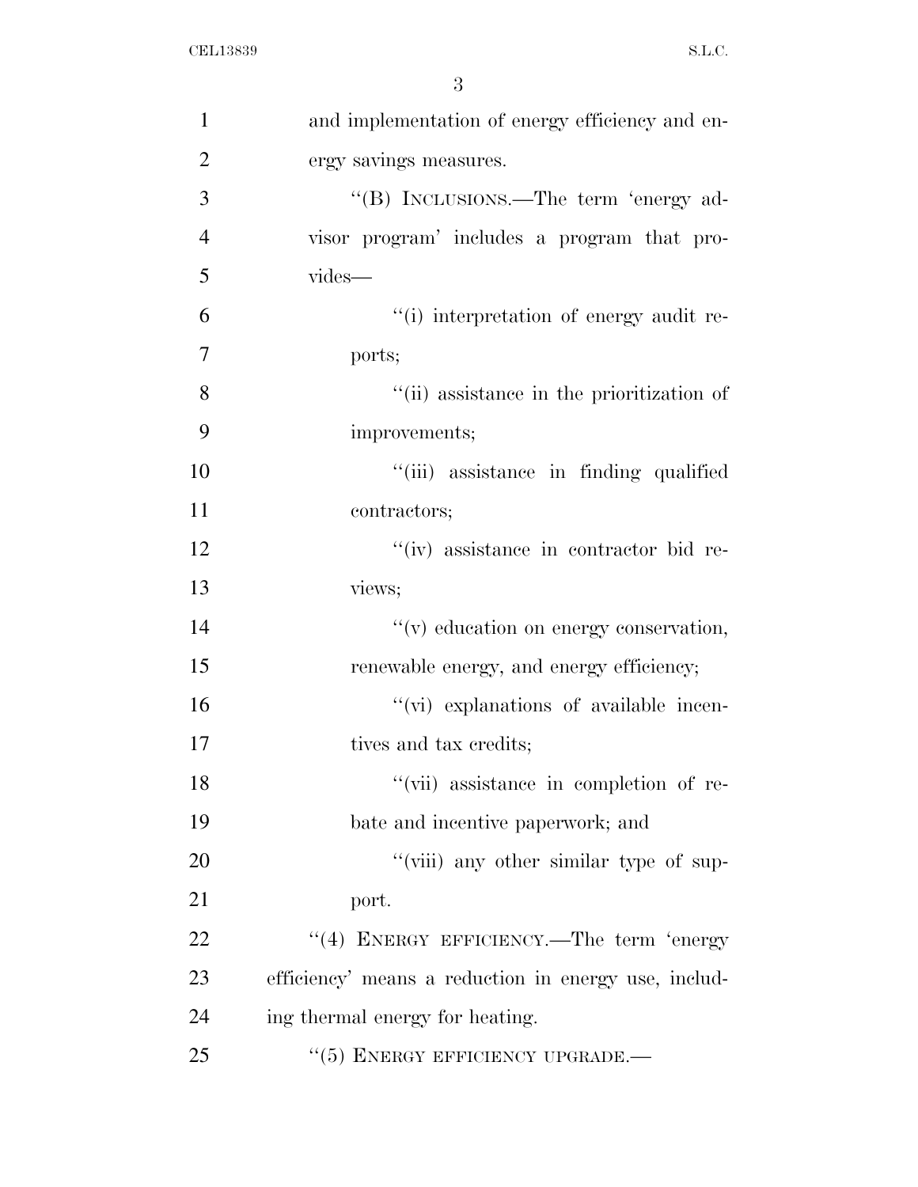and implementation of energy efficiency and energy savings measures.

"(B) INCLUSIONS.—The term 'energy advisor program' includes a program that provides—

"(i) interpretation of energy audit reports;

"(ii) assistance in the prioritization of improvements;

"(iii) assistance in finding qualified contractors;

"(iv) assistance in contractor bid reviews;

"(v) education on energy conservation, renewable energy, and energy efficiency;

"(vi) explanations of available incentives and tax credits;

"(vii) assistance in completion of rebate and incentive paperwork; and

"(viii) any other similar type of support.

"(4) ENERGY EFFICIENCY.—The term 'energy efficiency' means a reduction in energy use, including thermal energy for heating.

"(5) ENERGY EFFICIENCY UPGRADE.—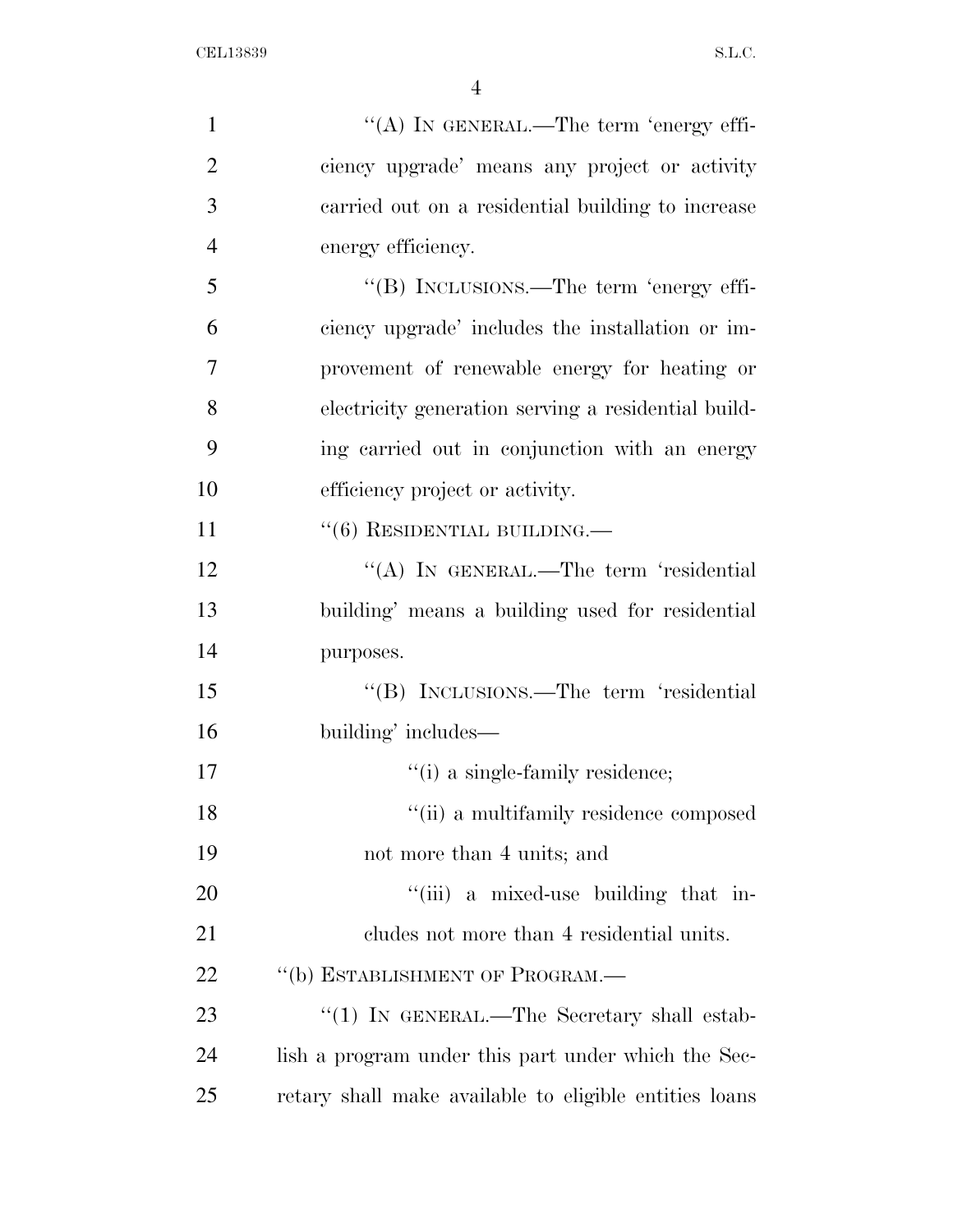''(A) IN GENERAL.—The term 'energy efficiency upgrade' means any project or activity carried out on a residential building to increase energy efficiency.

''(B) INCLUSIONS.—The term 'energy efficiency upgrade' includes the installation or improvement of renewable energy for heating or electricity generation serving a residential building carried out in conjunction with an energy efficiency project or activity.

''(6) RESIDENTIAL BUILDING.—

''(A) IN GENERAL.—The term 'residential building' means a building used for residential purposes.

''(B) INCLUSIONS.—The term 'residential building' includes—

''(i) a single-family residence;

''(ii) a multifamily residence composed not more than 4 units; and

''(iii) a mixed-use building that includes not more than 4 residential units.

''(b) ESTABLISHMENT OF PROGRAM.—

''(1) IN GENERAL.—The Secretary shall establish a program under this part under which the Secretary shall make available to eligible entities loans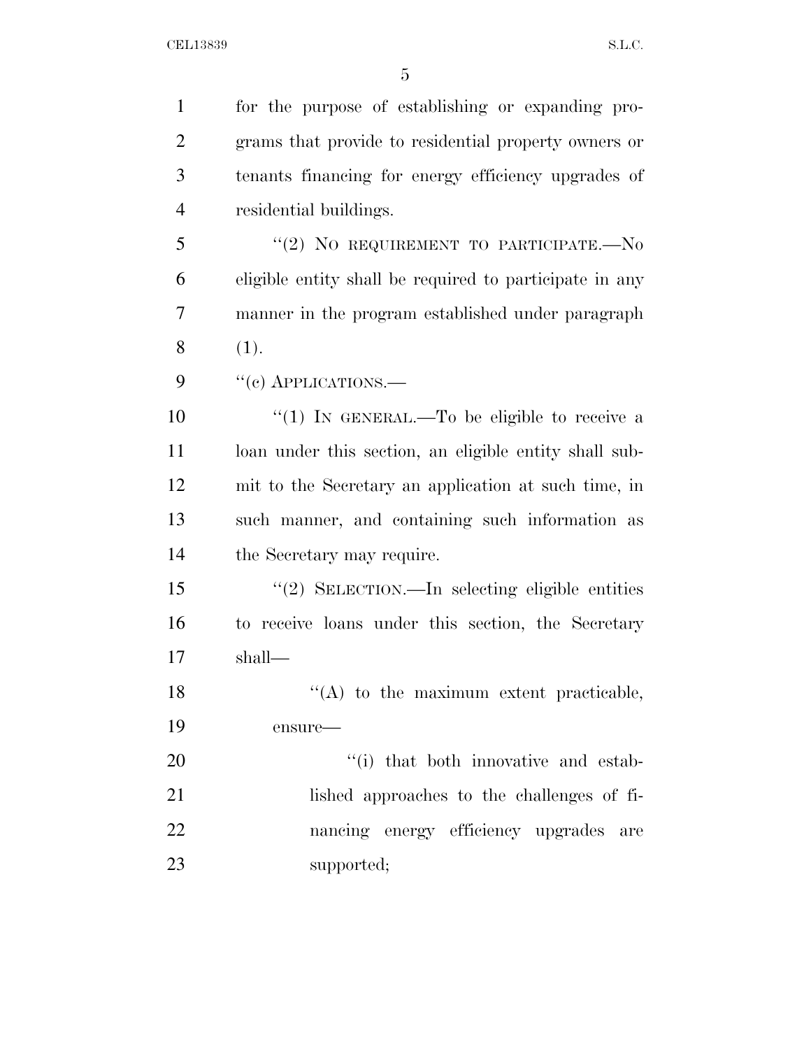for the purpose of establishing or expanding programs that provide to residential property owners or tenants financing for energy efficiency upgrades of residential buildings.

"(2) NO REQUIREMENT TO PARTICIPATE.—No eligible entity shall be required to participate in any manner in the program established under paragraph (1).

"(c) APPLICATIONS.—

"(1) IN GENERAL.—To be eligible to receive a loan under this section, an eligible entity shall submit to the Secretary an application at such time, in such manner, and containing such information as the Secretary may require.

"(2) SELECTION.—In selecting eligible entities to receive loans under this section, the Secretary shall—

"(A) to the maximum extent practicable, ensure—

"(i) that both innovative and established approaches to the challenges of financing energy efficiency upgrades are supported;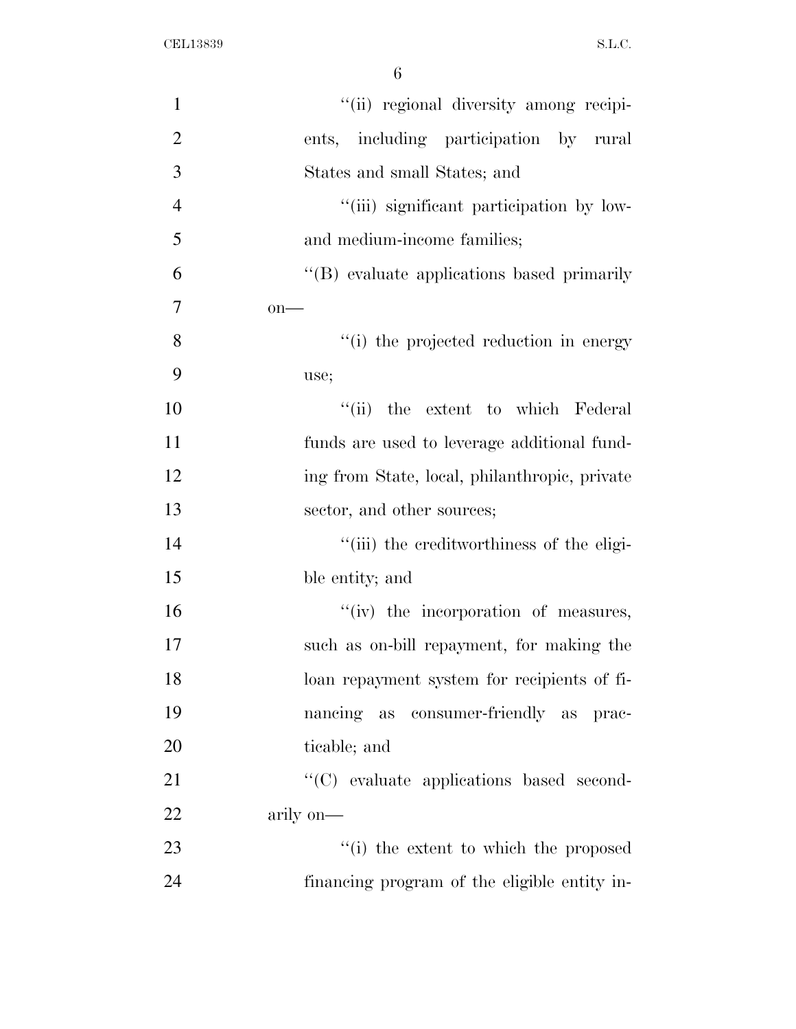"(ii) regional diversity among recipients, including participation by rural States and small States; and

"(iii) significant participation by low- and medium-income families;

"(B) evaluate applications based primarily on—

"(i) the projected reduction in energy use;

"(ii) the extent to which Federal funds are used to leverage additional funding from State, local, philanthropic, private sector, and other sources;

"(iii) the creditworthiness of the eligible entity; and

"(iv) the incorporation of measures, such as on-bill repayment, for making the loan repayment system for recipients of financing as consumer-friendly as practicable; and

"(C) evaluate applications based secondarily on—

"(i) the extent to which the proposed financing program of the eligible entity in-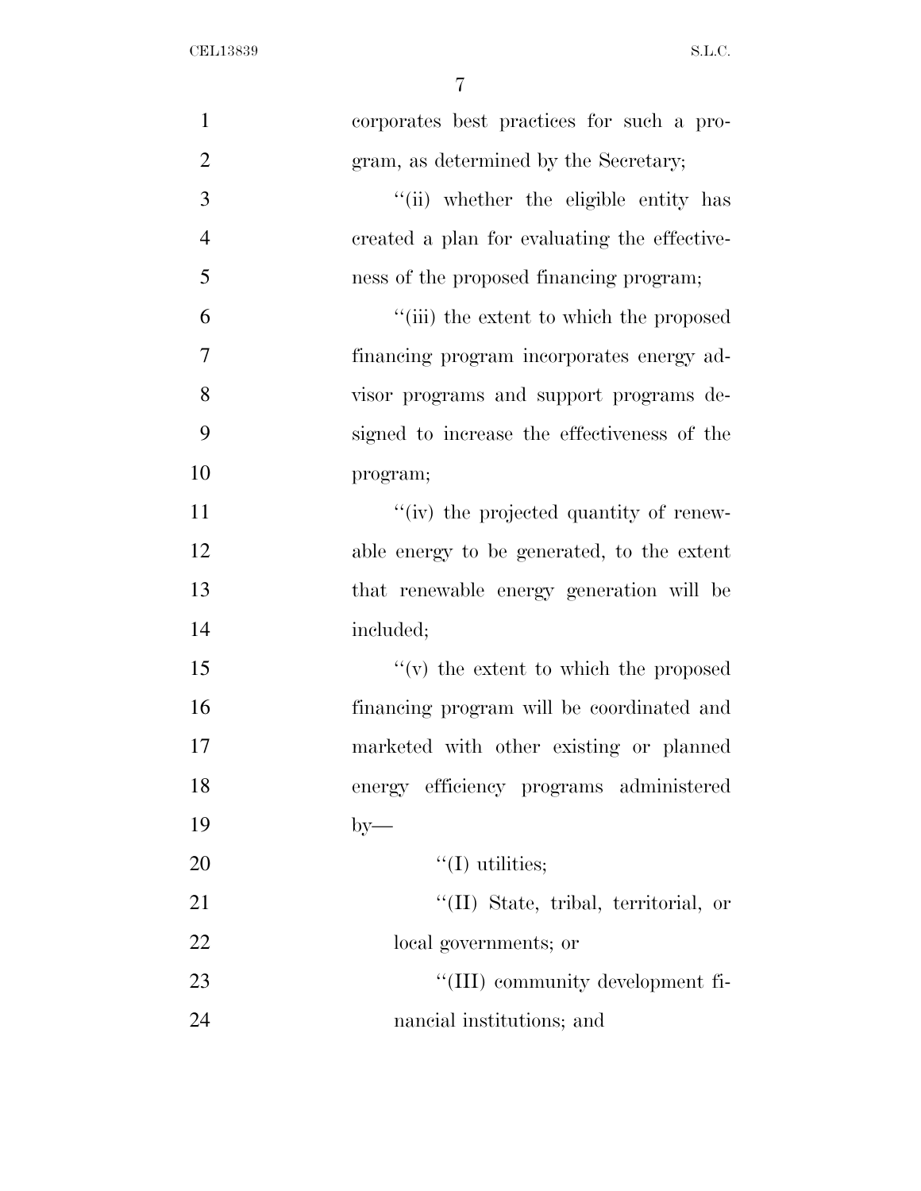corporates best practices for such a program, as determined by the Secretary;

''(ii) whether the eligible entity has created a plan for evaluating the effectiveness of the proposed financing program;

''(iii) the extent to which the proposed financing program incorporates energy advisor programs and support programs designed to increase the effectiveness of the program;

''(iv) the projected quantity of renewable energy to be generated, to the extent that renewable energy generation will be included;

''(v) the extent to which the proposed financing program will be coordinated and marketed with other existing or planned energy efficiency programs administered by—

''(I) utilities;

''(II) State, tribal, territorial, or local governments; or

''(III) community development financial institutions; and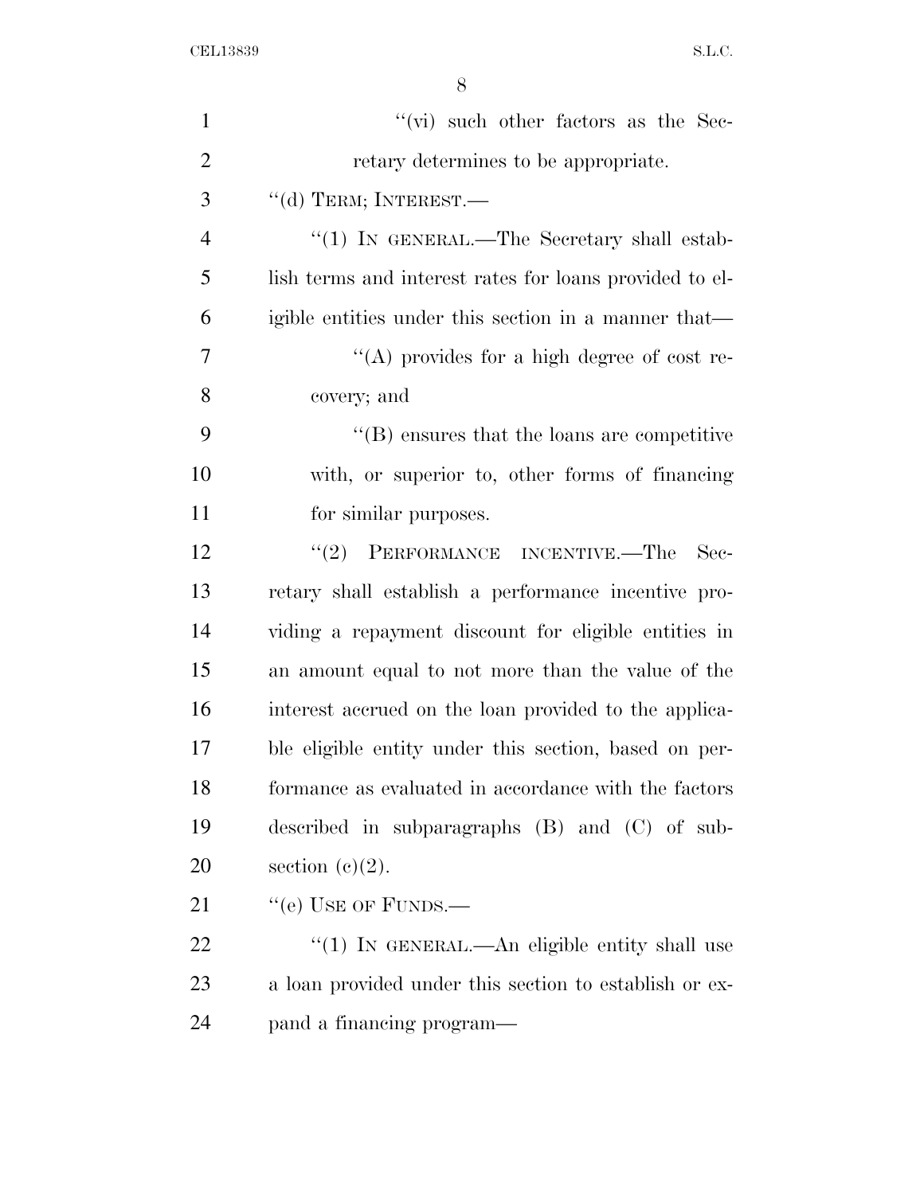''(vi) such other factors as the Secretary determines to be appropriate.

''(d) TERM; INTEREST.—

''(1) IN GENERAL.—The Secretary shall establish terms and interest rates for loans provided to eligible entities under this section in a manner that—

''(A) provides for a high degree of cost recovery; and

''(B) ensures that the loans are competitive with, or superior to, other forms of financing for similar purposes.

''(2) PERFORMANCE INCENTIVE.—The Secretary shall establish a performance incentive providing a repayment discount for eligible entities in an amount equal to not more than the value of the interest accrued on the loan provided to the applicable eligible entity under this section, based on performance as evaluated in accordance with the factors described in subparagraphs (B) and (C) of subsection (c)(2).

''(e) USE OF FUNDS.—

''(1) IN GENERAL.—An eligible entity shall use a loan provided under this section to establish or expand a financing program—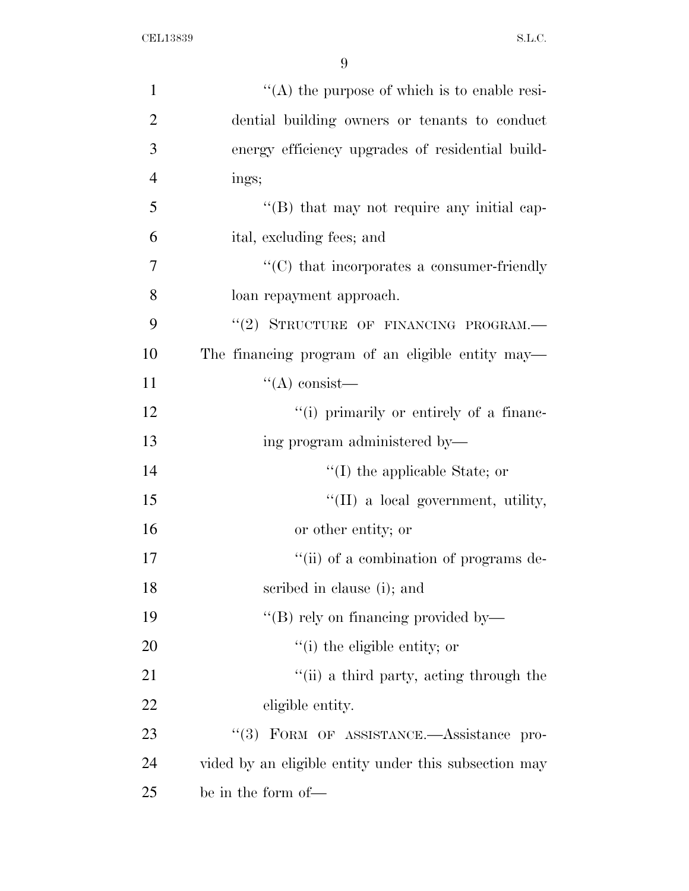''(A) the purpose of which is to enable residential building owners or tenants to conduct energy efficiency upgrades of residential buildings;

''(B) that may not require any initial capital, excluding fees; and

''(C) that incorporates a consumer-friendly loan repayment approach.

''(2) STRUCTURE OF FINANCING PROGRAM.—The financing program of an eligible entity may—

''(A) consist—

''(i) primarily or entirely of a financing program administered by—

''(I) the applicable State; or

''(II) a local government, utility, or other entity; or

''(ii) of a combination of programs described in clause (i); and

''(B) rely on financing provided by—

''(i) the eligible entity; or

''(ii) a third party, acting through the eligible entity.

''(3) FORM OF ASSISTANCE.—Assistance provided by an eligible entity under this subsection may be in the form of—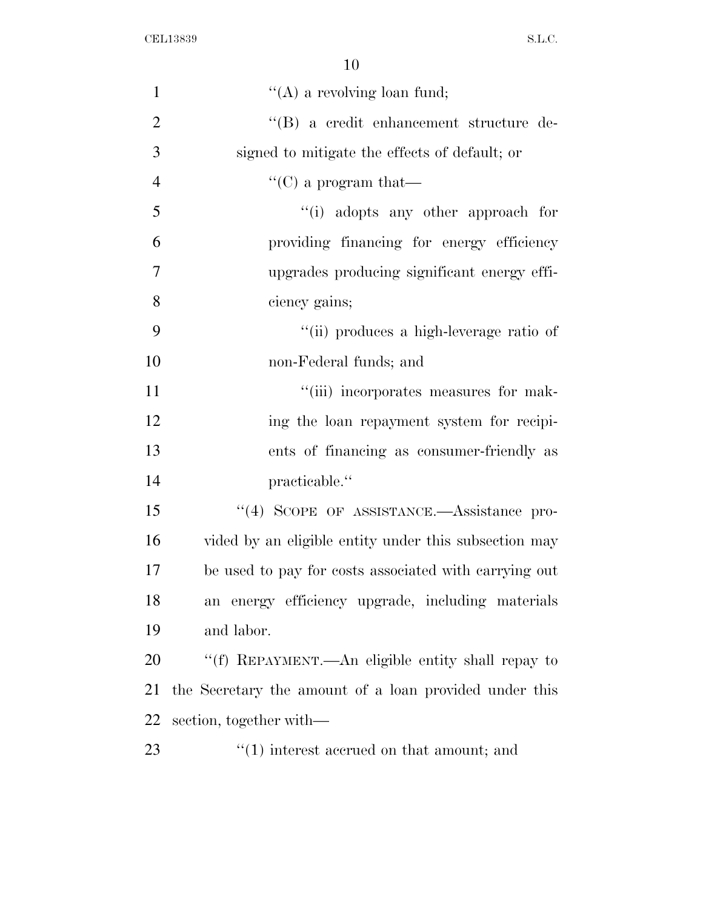''(A) a revolving loan fund;

''(B) a credit enhancement structure designed to mitigate the effects of default; or

''(C) a program that—

''(i) adopts any other approach for providing financing for energy efficiency upgrades producing significant energy efficiency gains;

''(ii) produces a high-leverage ratio of non-Federal funds; and

''(iii) incorporates measures for making the loan repayment system for recipients of financing as consumer-friendly as practicable.''

''(4) SCOPE OF ASSISTANCE.—Assistance provided by an eligible entity under this subsection may be used to pay for costs associated with carrying out an energy efficiency upgrade, including materials and labor.

''(f) REPAYMENT.—An eligible entity shall repay to the Secretary the amount of a loan provided under this section, together with—

''(1) interest accrued on that amount; and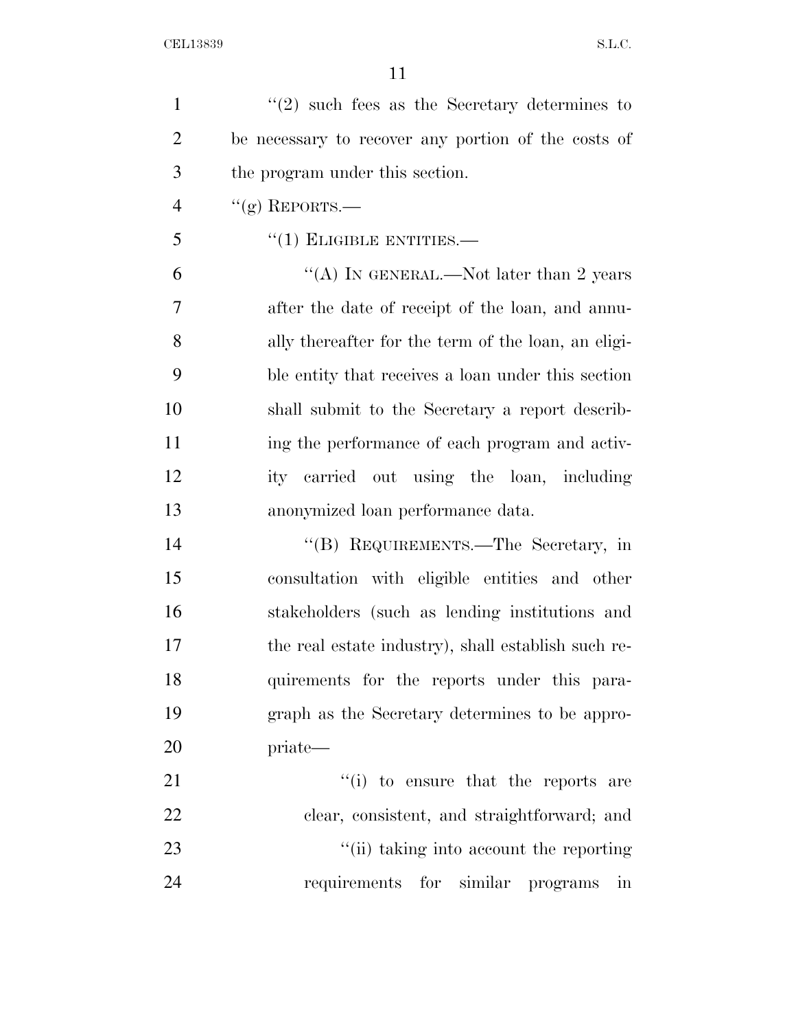"(2) such fees as the Secretary determines to be necessary to recover any portion of the costs of the program under this section.

"(g) REPORTS.—

"(1) ELIGIBLE ENTITIES.—

"(A) IN GENERAL.—Not later than 2 years after the date of receipt of the loan, and annually thereafter for the term of the loan, an eligible entity that receives a loan under this section shall submit to the Secretary a report describing the performance of each program and activity carried out using the loan, including anonymized loan performance data.

"(B) REQUIREMENTS.—The Secretary, in consultation with eligible entities and other stakeholders (such as lending institutions and the real estate industry), shall establish such requirements for the reports under this paragraph as the Secretary determines to be appropriate—

"(i) to ensure that the reports are clear, consistent, and straightforward; and

"(ii) taking into account the reporting requirements for similar programs in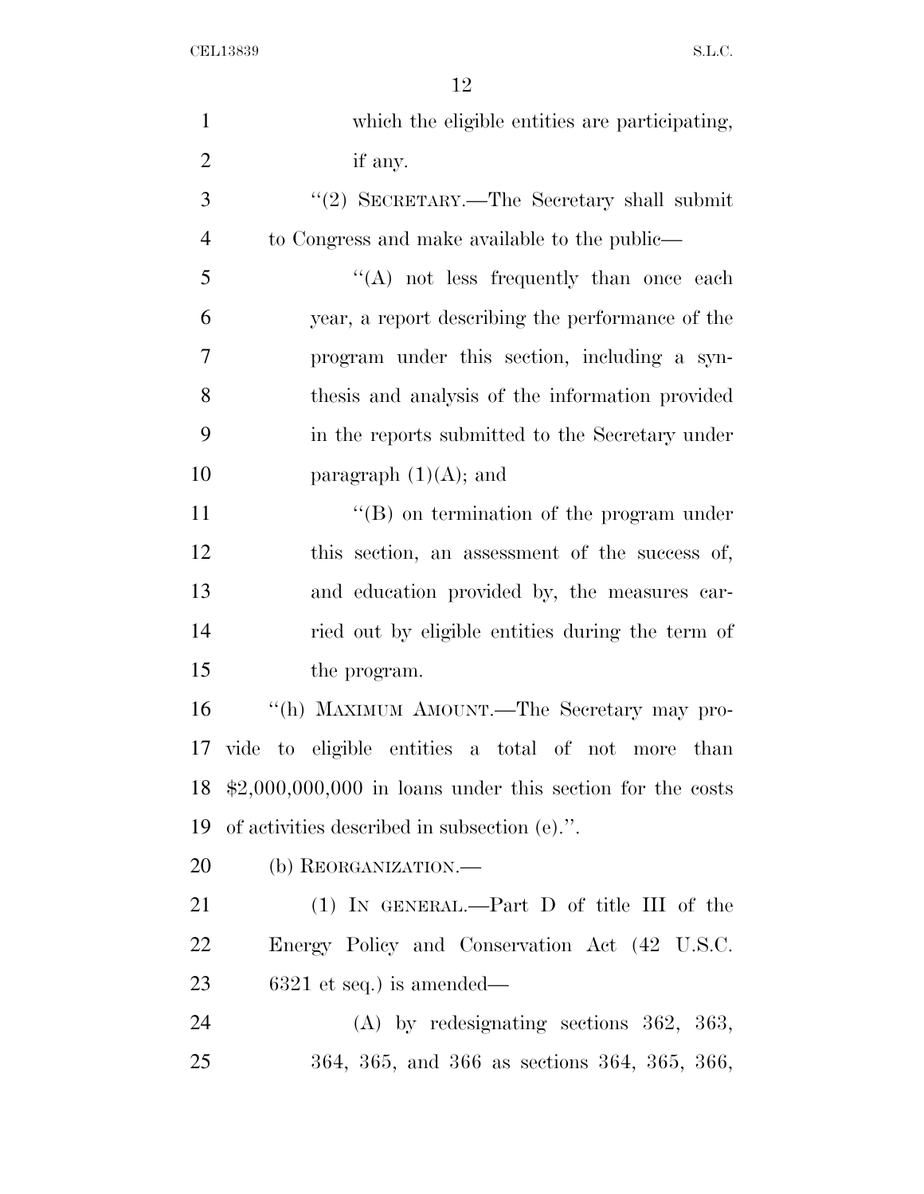which the eligible entities are participating, if any.

"(2) SECRETARY.—The Secretary shall submit to Congress and make available to the public—

"(A) not less frequently than once each year, a report describing the performance of the program under this section, including a synthesis and analysis of the information provided in the reports submitted to the Secretary under paragraph (1)(A); and

"(B) on termination of the program under this section, an assessment of the success of, and education provided by, the measures carried out by eligible entities during the term of the program.

"(h) MAXIMUM AMOUNT.—The Secretary may provide to eligible entities a total of not more than $2,000,000,000 in loans under this section for the costs of activities described in subsection (e).".

(b) REORGANIZATION.—

(1) IN GENERAL.—Part D of title III of the Energy Policy and Conservation Act (42 U.S.C. 6321 et seq.) is amended—

(A) by redesignating sections 362, 363, 364, 365, and 366 as sections 364, 365, 366,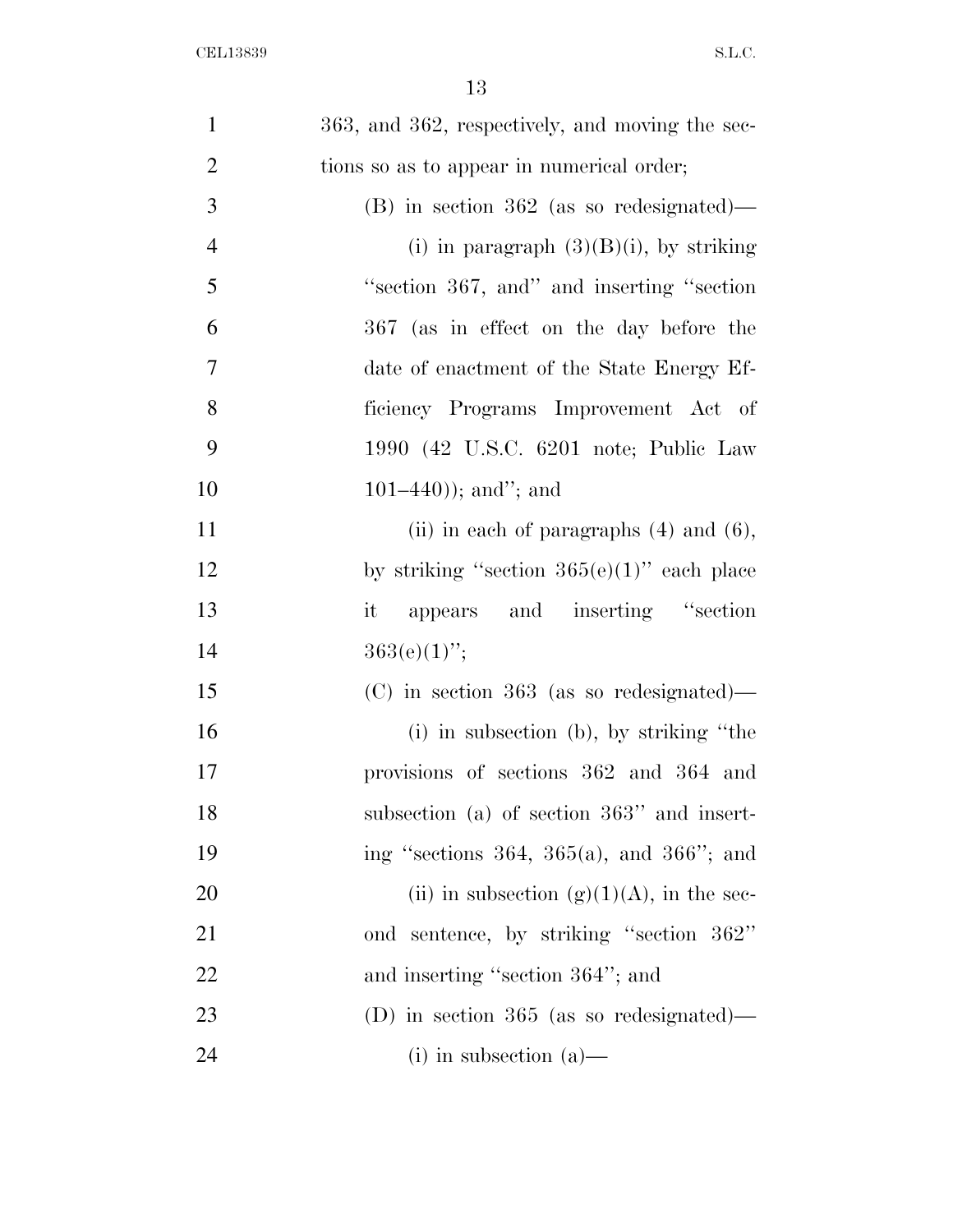363, and 362, respectively, and moving the sections so as to appear in numerical order;

(B) in section 362 (as so redesignated)—

(i) in paragraph (3)(B)(i), by striking "section 367, and" and inserting "section 367 (as in effect on the day before the date of enactment of the State Energy Efficiency Programs Improvement Act of 1990 (42 U.S.C. 6201 note; Public Law 101–440)); and"; and

(ii) in each of paragraphs (4) and (6), by striking "section 365(e)(1)" each place it appears and inserting "section 363(e)(1)";

(C) in section 363 (as so redesignated)—

(i) in subsection (b), by striking "the provisions of sections 362 and 364 and subsection (a) of section 363" and inserting "sections 364, 365(a), and 366"; and

(ii) in subsection (g)(1)(A), in the second sentence, by striking "section 362" and inserting "section 364"; and

(D) in section 365 (as so redesignated)—

(i) in subsection (a)—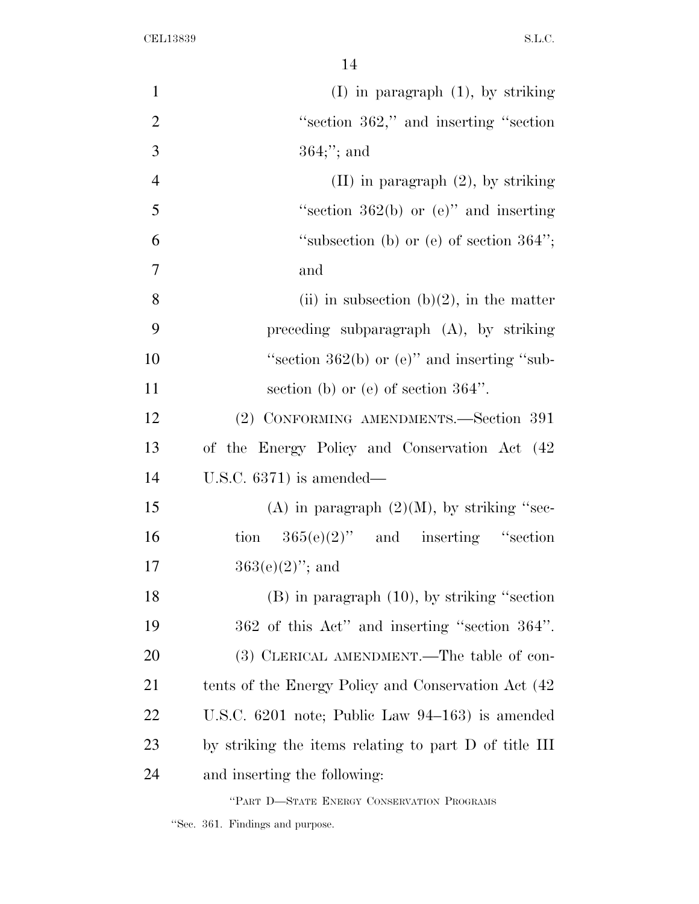(I) in paragraph (1), by striking "section 362," and inserting "section 364;"; and

(II) in paragraph (2), by striking "section 362(b) or (e)" and inserting "subsection (b) or (e) of section 364"; and

(ii) in subsection (b)(2), in the matter preceding subparagraph (A), by striking "section 362(b) or (e)" and inserting "subsection (b) or (e) of section 364".

(2) CONFORMING AMENDMENTS.—Section 391 of the Energy Policy and Conservation Act (42 U.S.C. 6371) is amended—

(A) in paragraph (2)(M), by striking "section 365(e)(2)" and inserting "section 363(e)(2)"; and

(B) in paragraph (10), by striking "section 362 of this Act" and inserting "section 364".

(3) CLERICAL AMENDMENT.—The table of contents of the Energy Policy and Conservation Act (42 U.S.C. 6201 note; Public Law 94–163) is amended by striking the items relating to part D of title III and inserting the following:

"PART D—STATE ENERGY CONSERVATION PROGRAMS

"Sec. 361. Findings and purpose.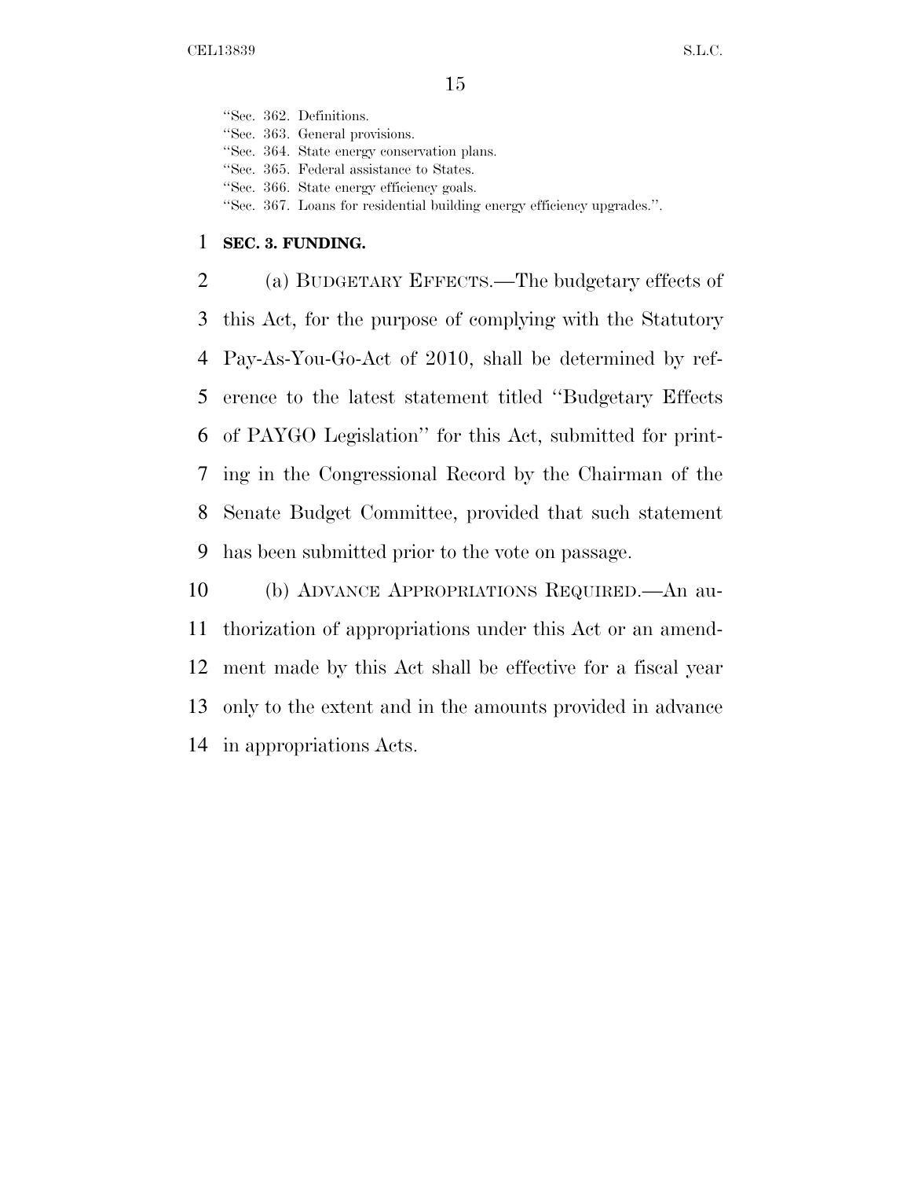"Sec. 362. Definitions.
"Sec. 363. General provisions.
"Sec. 364. State energy conservation plans.
"Sec. 365. Federal assistance to States.
"Sec. 366. State energy efficiency goals.
"Sec. 367. Loans for residential building energy efficiency upgrades.".

**SEC. 3. FUNDING.**

(a) BUDGETARY EFFECTS.—The budgetary effects of this Act, for the purpose of complying with the Statutory Pay-As-You-Go-Act of 2010, shall be determined by reference to the latest statement titled "Budgetary Effects of PAYGO Legislation" for this Act, submitted for printing in the Congressional Record by the Chairman of the Senate Budget Committee, provided that such statement has been submitted prior to the vote on passage.

(b) ADVANCE APPROPRIATIONS REQUIRED.—An authorization of appropriations under this Act or an amendment made by this Act shall be effective for a fiscal year only to the extent and in the amounts provided in advance in appropriations Acts.